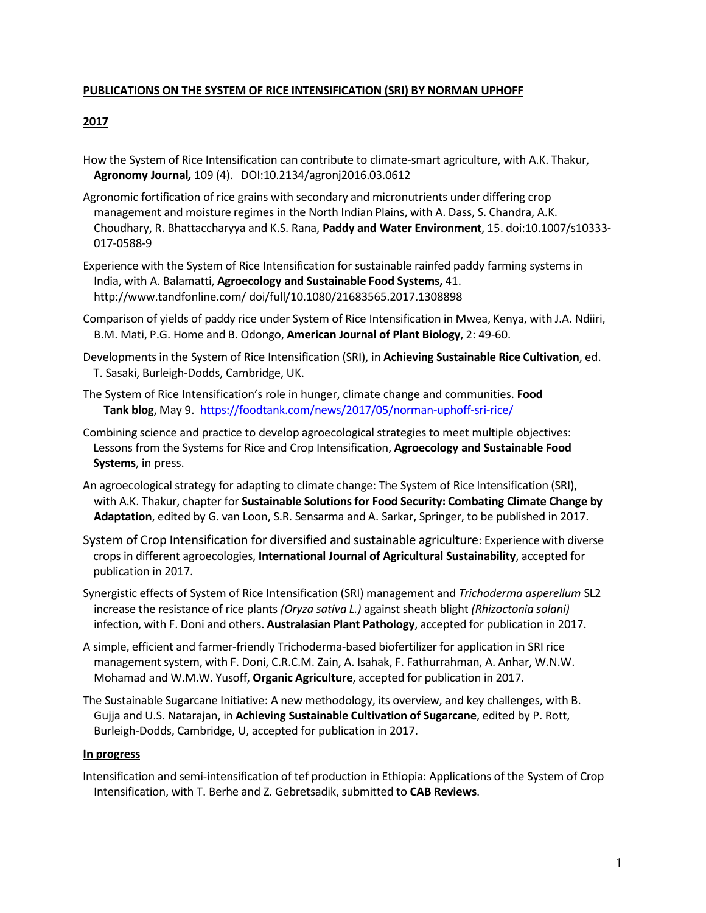# PUBLICATIONS ON THE SYSTEM OF RICE INTENSIFICATION (SRI) BY NORMAN UPHOFF

## 2017

How the System of Rice Intensification can contribute to climate-smart agriculture, with A.K. Thakur, **Agronomy Journal*,*** 109 (4). DOI:10.2134/agronj2016.03.0612

Agronomic fortification of rice grains with secondary and micronutrients under differing crop management and moisture regimes in the North Indian Plains, with A. Dass, S. Chandra, A.K. Choudhary, R. Bhattacharyya and K.S. Rana, **Paddy and Water Environment**, 15. doi:10.1007/s10333-017-0588-9

Experience with the System of Rice Intensification for sustainable rainfed paddy farming systems in India, with A. Balamatti, **Agroecology and Sustainable Food Systems,** 41. http://www.tandfonline.com/ doi/full/10.1080/21683565.2017.1308898

Comparison of yields of paddy rice under System of Rice Intensification in Mwea, Kenya, with J.A. Ndiiri, B.M. Mati, P.G. Home and B. Odongo, **American Journal of Plant Biology**, 2: 49-60.

Developments in the System of Rice Intensification (SRI), in **Achieving Sustainable Rice Cultivation**, ed. T. Sasaki, Burleigh-Dodds, Cambridge, UK.

The System of Rice Intensification's role in hunger, climate change and communities. **Food Tank blog**, May 9. https://foodtank.com/news/2017/05/norman-uphoff-sri-rice/

Combining science and practice to develop agroecological strategies to meet multiple objectives: Lessons from the Systems for Rice and Crop Intensification, **Agroecology and Sustainable Food Systems**, in press.

An agroecological strategy for adapting to climate change: The System of Rice Intensification (SRI), with A.K. Thakur, chapter for **Sustainable Solutions for Food Security: Combating Climate Change by Adaptation**, edited by G. van Loon, S.R. Sensarma and A. Sarkar, Springer, to be published in 2017.

System of Crop Intensification for diversified and sustainable agriculture: Experience with diverse crops in different agroecologies, **International Journal of Agricultural Sustainability**, accepted for publication in 2017.

Synergistic effects of System of Rice Intensification (SRI) management and *Trichoderma asperellum* SL2 increase the resistance of rice plants *(Oryza sativa L.)* against sheath blight *(Rhizoctonia solani)* infection, with F. Doni and others. **Australasian Plant Pathology**, accepted for publication in 2017.

A simple, efficient and farmer-friendly Trichoderma-based biofertilizer for application in SRI rice management system, with F. Doni, C.R.C.M. Zain, A. Isahak, F. Fathurrahman, A. Anhar, W.N.W. Mohamad and W.M.W. Yusoff, **Organic Agriculture**, accepted for publication in 2017.

The Sustainable Sugarcane Initiative: A new methodology, its overview, and key challenges, with B. Gujja and U.S. Natarajan, in **Achieving Sustainable Cultivation of Sugarcane**, edited by P. Rott, Burleigh-Dodds, Cambridge, U, accepted for publication in 2017.

### In progress

Intensification and semi-intensification of tef production in Ethiopia: Applications of the System of Crop Intensification, with T. Berhe and Z. Gebretsadik, submitted to **CAB Reviews**.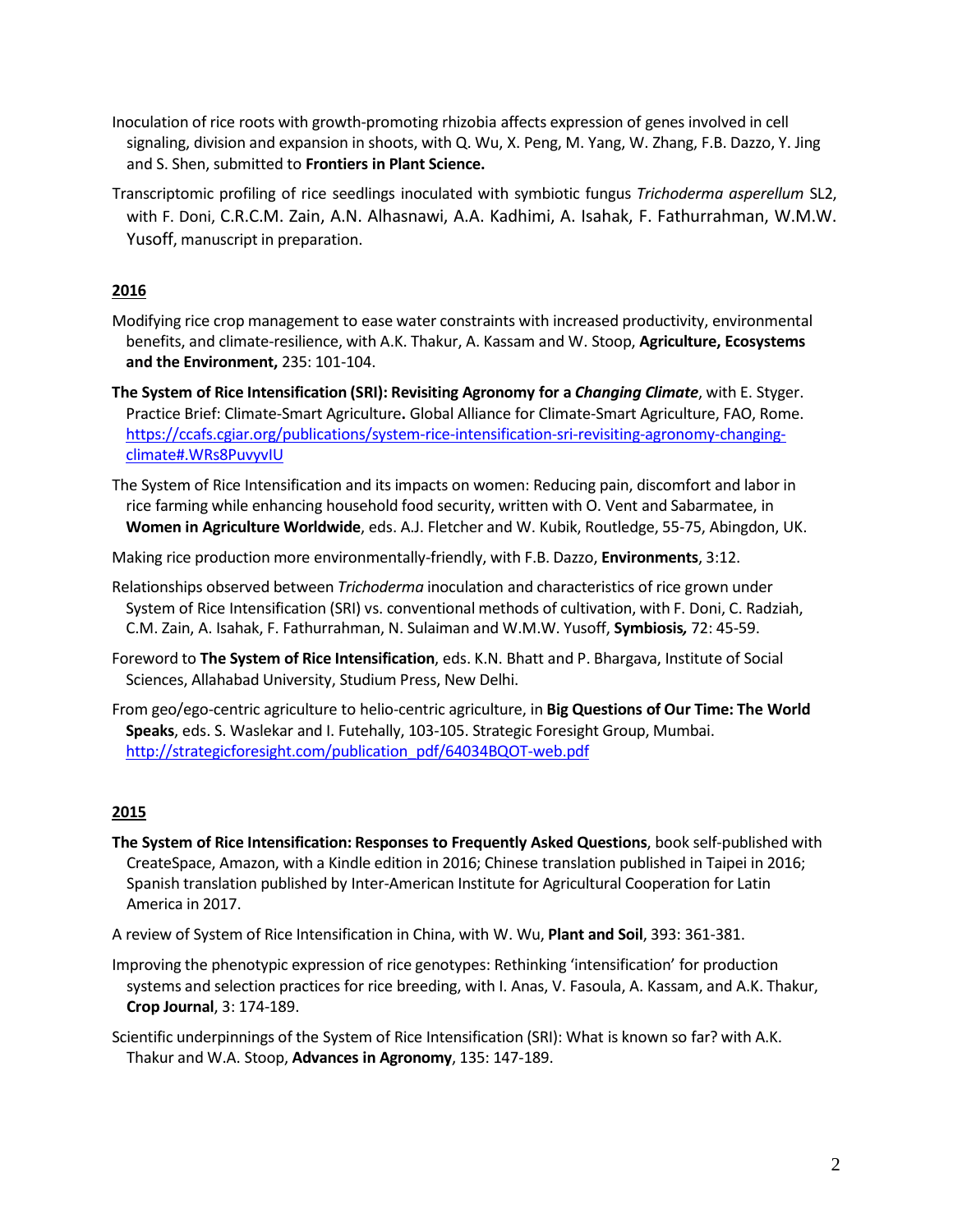Inoculation of rice roots with growth-promoting rhizobia affects expression of genes involved in cell signaling, division and expansion in shoots, with Q. Wu, X. Peng, M. Yang, W. Zhang, F.B. Dazzo, Y. Jing and S. Shen, submitted to **Frontiers in Plant Science.**

Transcriptomic profiling of rice seedlings inoculated with symbiotic fungus *Trichoderma asperellum* SL2, with F. Doni, C.R.C.M. Zain, A.N. Alhasnawi, A.A. Kadhimi, A. Isahak, F. Fathurrahman, W.M.W. Yusoff, manuscript in preparation.

## 2016

Modifying rice crop management to ease water constraints with increased productivity, environmental benefits, and climate-resilience, with A.K. Thakur, A. Kassam and W. Stoop, **Agriculture, Ecosystems and the Environment,** 235: 101-104.

**The System of Rice Intensification (SRI): Revisiting Agronomy for a *Changing Climate***, with E. Styger. Practice Brief: Climate-Smart Agriculture**.** Global Alliance for Climate-Smart Agriculture, FAO, Rome. https://ccafs.cgiar.org/publications/system-rice-intensification-sri-revisiting-agronomy-changing-climate#.WRs8PuvyvIU

The System of Rice Intensification and its impacts on women: Reducing pain, discomfort and labor in rice farming while enhancing household food security, written with O. Vent and Sabarmatee, in **Women in Agriculture Worldwide**, eds. A.J. Fletcher and W. Kubik, Routledge, 55-75, Abingdon, UK.

Making rice production more environmentally-friendly, with F.B. Dazzo, **Environments**, 3:12.

Relationships observed between *Trichoderma* inoculation and characteristics of rice grown under System of Rice Intensification (SRI) vs. conventional methods of cultivation, with F. Doni, C. Radziah, C.M. Zain, A. Isahak, F. Fathurrahman, N. Sulaiman and W.M.W. Yusoff, **Symbiosis***,* 72: 45-59.

Foreword to **The System of Rice Intensification**, eds. K.N. Bhatt and P. Bhargava, Institute of Social Sciences, Allahabad University, Studium Press, New Delhi.

From geo/ego-centric agriculture to helio-centric agriculture, in **Big Questions of Our Time: The World Speaks**, eds. S. Waslekar and I. Futehally, 103-105. Strategic Foresight Group, Mumbai. http://strategicforesight.com/publication_pdf/64034BQOT-web.pdf

## 2015

**The System of Rice Intensification: Responses to Frequently Asked Questions**, book self-published with CreateSpace, Amazon, with a Kindle edition in 2016; Chinese translation published in Taipei in 2016; Spanish translation published by Inter-American Institute for Agricultural Cooperation for Latin America in 2017.

A review of System of Rice Intensification in China, with W. Wu, **Plant and Soil**, 393: 361-381.

Improving the phenotypic expression of rice genotypes: Rethinking 'intensification' for production systems and selection practices for rice breeding, with I. Anas, V. Fasoula, A. Kassam, and A.K. Thakur, **Crop Journal**, 3: 174-189.

Scientific underpinnings of the System of Rice Intensification (SRI): What is known so far? with A.K. Thakur and W.A. Stoop, **Advances in Agronomy**, 135: 147-189.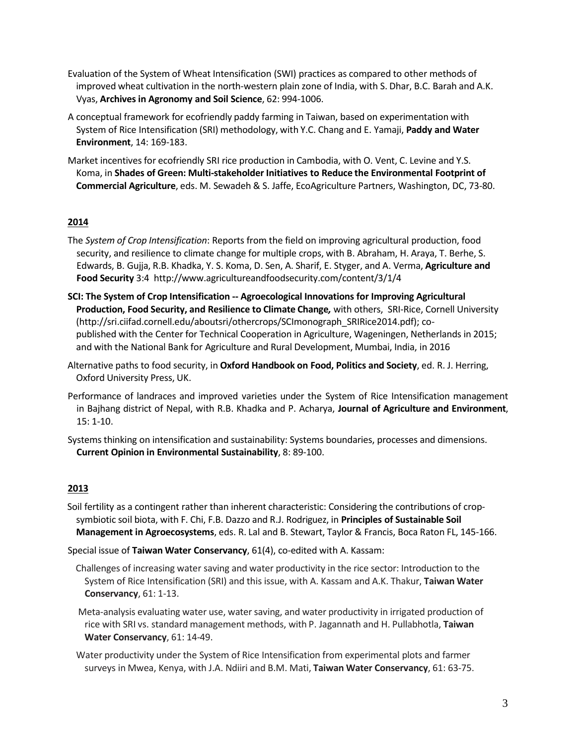Evaluation of the System of Wheat Intensification (SWI) practices as compared to other methods of improved wheat cultivation in the north-western plain zone of India, with S. Dhar, B.C. Barah and A.K. Vyas, **Archives in Agronomy and Soil Science**, 62: 994-1006.

A conceptual framework for ecofriendly paddy farming in Taiwan, based on experimentation with System of Rice Intensification (SRI) methodology, with Y.C. Chang and E. Yamaji, **Paddy and Water Environment**, 14: 169-183.

Market incentives for ecofriendly SRI rice production in Cambodia, with O. Vent, C. Levine and Y.S. Koma, in **Shades of Green: Multi-stakeholder Initiatives to Reduce the Environmental Footprint of Commercial Agriculture**, eds. M. Sewadeh & S. Jaffe, EcoAgriculture Partners, Washington, DC, 73-80.

## 2014

The *System of Crop Intensification*: Reports from the field on improving agricultural production, food security, and resilience to climate change for multiple crops, with B. Abraham, H. Araya, T. Berhe, S. Edwards, B. Gujja, R.B. Khadka, Y. S. Koma, D. Sen, A. Sharif, E. Styger, and A. Verma, **Agriculture and Food Security** 3:4 http://www.agricultureandfoodsecurity.com/content/3/1/4

**SCI: The System of Crop Intensification -- Agroecological Innovations for Improving Agricultural Production, Food Security, and Resilience to Climate Change***,* with others, SRI-Rice, Cornell University (http://sri.ciifad.cornell.edu/aboutsri/othercrops/SCImonograph_SRIRice2014.pdf); co-published with the Center for Technical Cooperation in Agriculture, Wageningen, Netherlands in 2015; and with the National Bank for Agriculture and Rural Development, Mumbai, India, in 2016

Alternative paths to food security, in **Oxford Handbook on Food, Politics and Society**, ed. R. J. Herring, Oxford University Press, UK.

Performance of landraces and improved varieties under the System of Rice Intensification management in Bajhang district of Nepal, with R.B. Khadka and P. Acharya, **Journal of Agriculture and Environment**, 15: 1-10.

Systems thinking on intensification and sustainability: Systems boundaries, processes and dimensions. **Current Opinion in Environmental Sustainability**, 8: 89-100.

## 2013

Soil fertility as a contingent rather than inherent characteristic: Considering the contributions of crop-symbiotic soil biota, with F. Chi, F.B. Dazzo and R.J. Rodriguez, in **Principles of Sustainable Soil Management in Agroecosystems**, eds. R. Lal and B. Stewart, Taylor & Francis, Boca Raton FL, 145-166.

Special issue of **Taiwan Water Conservancy**, 61(4), co-edited with A. Kassam:

Challenges of increasing water saving and water productivity in the rice sector: Introduction to the System of Rice Intensification (SRI) and this issue, with A. Kassam and A.K. Thakur, **Taiwan Water Conservancy**, 61: 1-13.

Meta-analysis evaluating water use, water saving, and water productivity in irrigated production of rice with SRI vs. standard management methods, with P. Jagannath and H. Pullabhotla, **Taiwan Water Conservancy**, 61: 14-49.

Water productivity under the System of Rice Intensification from experimental plots and farmer surveys in Mwea, Kenya, with J.A. Ndiiri and B.M. Mati, **Taiwan Water Conservancy**, 61: 63-75.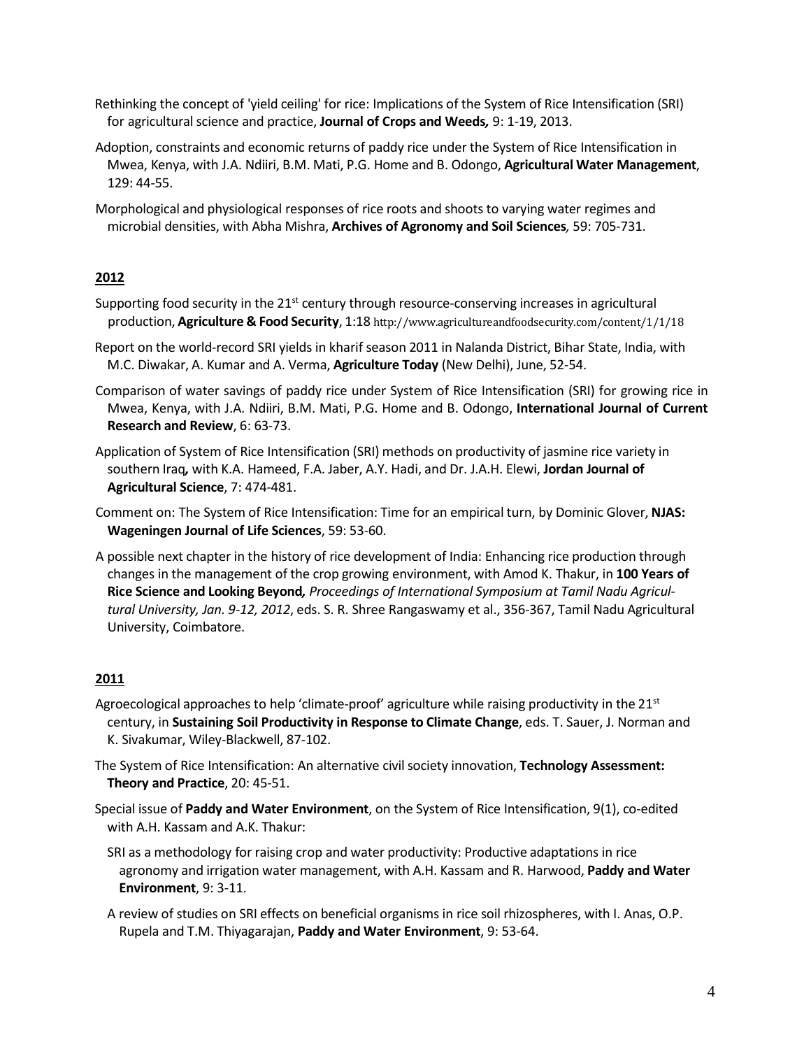Rethinking the concept of 'yield ceiling' for rice: Implications of the System of Rice Intensification (SRI) for agricultural science and practice, **Journal of Crops and Weeds*,*** 9: 1-19, 2013.

Adoption, constraints and economic returns of paddy rice under the System of Rice Intensification in Mwea, Kenya, with J.A. Ndiiri, B.M. Mati, P.G. Home and B. Odongo, **Agricultural Water Management**, 129: 44-55.

Morphological and physiological responses of rice roots and shoots to varying water regimes and microbial densities, with Abha Mishra, **Archives of Agronomy and Soil Sciences*,*** 59: 705-731.

## 2012

Supporting food security in the 21$^{st}$ century through resource-conserving increases in agricultural production, **Agriculture & Food Security**, 1:18 http://www.agricultureandfoodsecurity.com/content/1/1/18

Report on the world-record SRI yields in kharif season 2011 in Nalanda District, Bihar State, India, with M.C. Diwakar, A. Kumar and A. Verma, **Agriculture Today** (New Delhi), June, 52-54.

Comparison of water savings of paddy rice under System of Rice Intensification (SRI) for growing rice in Mwea, Kenya, with J.A. Ndiiri, B.M. Mati, P.G. Home and B. Odongo, **International Journal of Current Research and Review**, 6: 63-73.

Application of System of Rice Intensification (SRI) methods on productivity of jasmine rice variety in southern Iraq**,** with K.A. Hameed, F.A. Jaber, A.Y. Hadi, and Dr. J.A.H. Elewi, **Jordan Journal of Agricultural Science**, 7: 474-481.

Comment on: The System of Rice Intensification: Time for an empirical turn, by Dominic Glover, **NJAS: Wageningen Journal of Life Sciences**, 59: 53-60.

A possible next chapter in the history of rice development of India: Enhancing rice production through changes in the management of the crop growing environment, with Amod K. Thakur, in **100 Years of Rice Science and Looking Beyond*,*** *Proceedings of International Symposium at Tamil Nadu Agricultural University, Jan. 9-12, 2012*, eds. S. R. Shree Rangaswamy et al., 356-367, Tamil Nadu Agricultural University, Coimbatore.

## 2011

Agroecological approaches to help 'climate-proof' agriculture while raising productivity in the 21$^{st}$ century, in **Sustaining Soil Productivity in Response to Climate Change**, eds. T. Sauer, J. Norman and K. Sivakumar, Wiley-Blackwell, 87-102.

The System of Rice Intensification: An alternative civil society innovation, **Technology Assessment: Theory and Practice**, 20: 45-51.

Special issue of **Paddy and Water Environment**, on the System of Rice Intensification, 9(1), co-edited with A.H. Kassam and A.K. Thakur:

SRI as a methodology for raising crop and water productivity: Productive adaptations in rice agronomy and irrigation water management, with A.H. Kassam and R. Harwood, **Paddy and Water Environment**, 9: 3-11.

A review of studies on SRI effects on beneficial organisms in rice soil rhizospheres, with I. Anas, O.P. Rupela and T.M. Thiyagarajan, **Paddy and Water Environment**, 9: 53-64.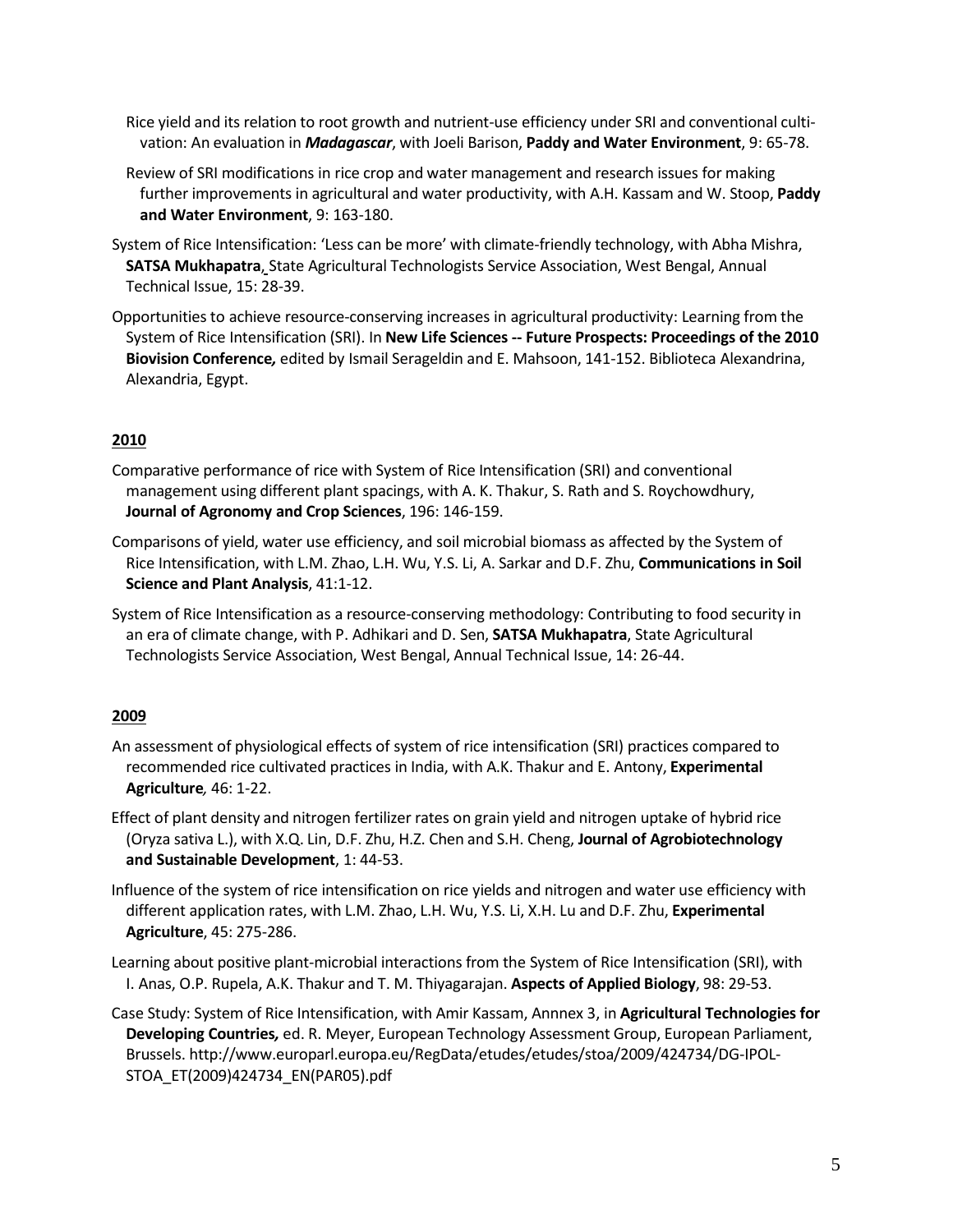Rice yield and its relation to root growth and nutrient-use efficiency under SRI and conventional cultivation: An evaluation in ***Madagascar***, with Joeli Barison, **Paddy and Water Environment**, 9: 65-78.

Review of SRI modifications in rice crop and water management and research issues for making further improvements in agricultural and water productivity, with A.H. Kassam and W. Stoop, **Paddy and Water Environment**, 9: 163-180.

System of Rice Intensification: 'Less can be more' with climate-friendly technology, with Abha Mishra, **SATSA Mukhapatra**, State Agricultural Technologists Service Association, West Bengal, Annual Technical Issue, 15: 28-39.

Opportunities to achieve resource-conserving increases in agricultural productivity: Learning from the System of Rice Intensification (SRI). In **New Life Sciences -- Future Prospects: Proceedings of the 2010 Biovision Conference***,* edited by Ismail Serageldin and E. Mahsoon, 141-152. Biblioteca Alexandrina, Alexandria, Egypt.

**2010**

Comparative performance of rice with System of Rice Intensification (SRI) and conventional management using different plant spacings, with A. K. Thakur, S. Rath and S. Roychowdhury, **Journal of Agronomy and Crop Sciences**, 196: 146-159.

Comparisons of yield, water use efficiency, and soil microbial biomass as affected by the System of Rice Intensification, with L.M. Zhao, L.H. Wu, Y.S. Li, A. Sarkar and D.F. Zhu, **Communications in Soil Science and Plant Analysis**, 41:1-12.

System of Rice Intensification as a resource-conserving methodology: Contributing to food security in an era of climate change, with P. Adhikari and D. Sen, **SATSA Mukhapatra**, State Agricultural Technologists Service Association, West Bengal, Annual Technical Issue, 14: 26-44.

**2009**

An assessment of physiological effects of system of rice intensification (SRI) practices compared to recommended rice cultivated practices in India, with A.K. Thakur and E. Antony, **Experimental Agriculture***,* 46: 1-22.

Effect of plant density and nitrogen fertilizer rates on grain yield and nitrogen uptake of hybrid rice (Oryza sativa L.), with X.Q. Lin, D.F. Zhu, H.Z. Chen and S.H. Cheng, **Journal of Agrobiotechnology and Sustainable Development**, 1: 44-53.

Influence of the system of rice intensification on rice yields and nitrogen and water use efficiency with different application rates, with L.M. Zhao, L.H. Wu, Y.S. Li, X.H. Lu and D.F. Zhu, **Experimental Agriculture**, 45: 275-286.

Learning about positive plant-microbial interactions from the System of Rice Intensification (SRI), with I. Anas, O.P. Rupela, A.K. Thakur and T. M. Thiyagarajan. **Aspects of Applied Biology**, 98: 29-53.

Case Study: System of Rice Intensification, with Amir Kassam, Annnex 3, in **Agricultural Technologies for Developing Countries***,* ed. R. Meyer, European Technology Assessment Group, European Parliament, Brussels. http://www.europarl.europa.eu/RegData/etudes/etudes/stoa/2009/424734/DG-IPOL-STOA_ET(2009)424734_EN(PAR05).pdf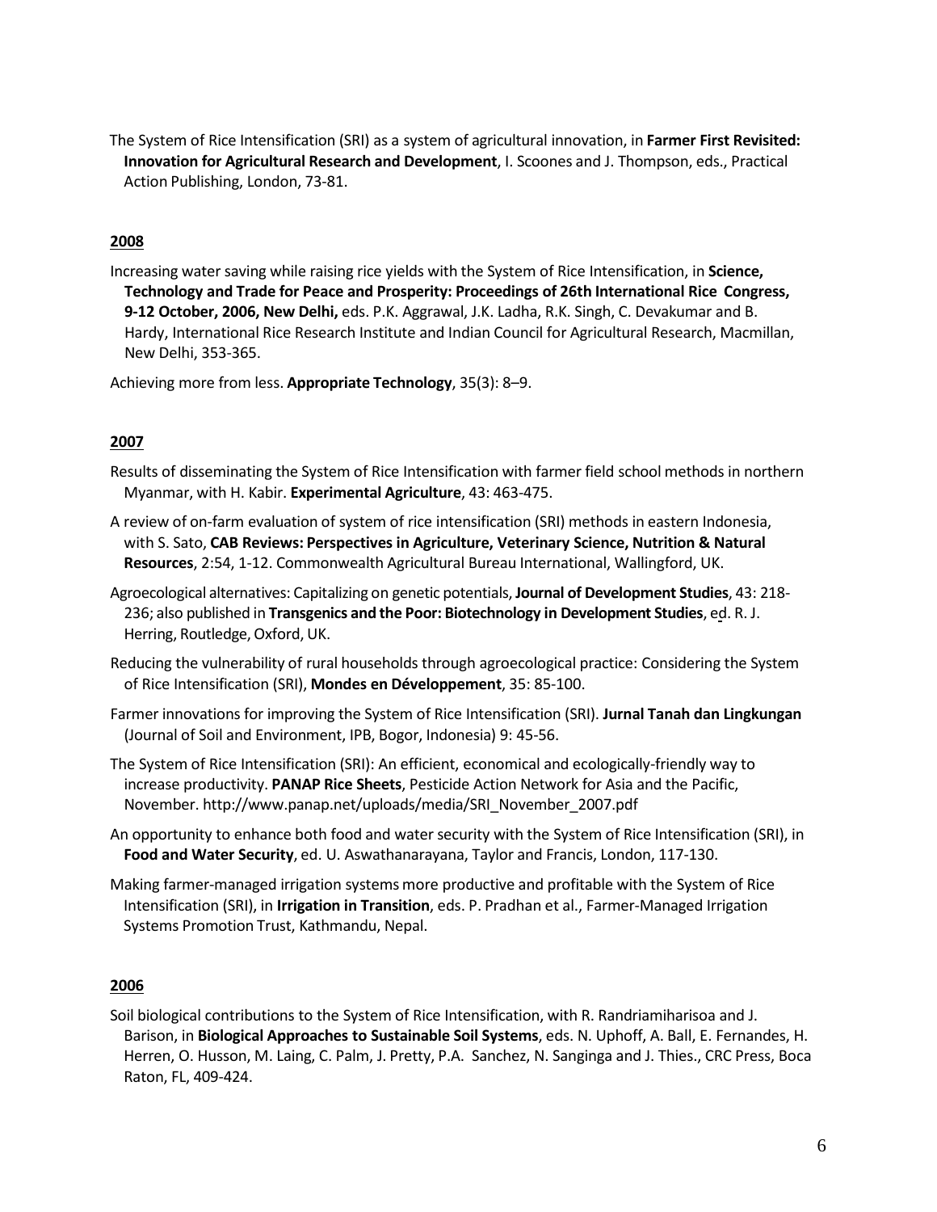The System of Rice Intensification (SRI) as a system of agricultural innovation, in **Farmer First Revisited: Innovation for Agricultural Research and Development**, I. Scoones and J. Thompson, eds., Practical Action Publishing, London, 73-81.

**2008**

Increasing water saving while raising rice yields with the System of Rice Intensification, in **Science, Technology and Trade for Peace and Prosperity: Proceedings of 26th International Rice Congress, 9-12 October, 2006, New Delhi,** eds. P.K. Aggrawal, J.K. Ladha, R.K. Singh, C. Devakumar and B. Hardy, International Rice Research Institute and Indian Council for Agricultural Research, Macmillan, New Delhi, 353-365.

Achieving more from less. **Appropriate Technology**, 35(3): 8–9.

**2007**

Results of disseminating the System of Rice Intensification with farmer field school methods in northern Myanmar, with H. Kabir. **Experimental Agriculture**, 43: 463-475.

A review of on-farm evaluation of system of rice intensification (SRI) methods in eastern Indonesia, with S. Sato, **CAB Reviews: Perspectives in Agriculture, Veterinary Science, Nutrition & Natural Resources**, 2:54, 1-12. Commonwealth Agricultural Bureau International, Wallingford, UK.

Agroecological alternatives: Capitalizing on genetic potentials, **Journal of Development Studies**, 43: 218-236; also published in **Transgenics and the Poor: Biotechnology in Development Studies**, ed. R. J. Herring, Routledge, Oxford, UK.

Reducing the vulnerability of rural households through agroecological practice: Considering the System of Rice Intensification (SRI), **Mondes en Développement**, 35: 85-100.

Farmer innovations for improving the System of Rice Intensification (SRI). **Jurnal Tanah dan Lingkungan** (Journal of Soil and Environment, IPB, Bogor, Indonesia) 9: 45-56.

The System of Rice Intensification (SRI): An efficient, economical and ecologically-friendly way to increase productivity. **PANAP Rice Sheets**, Pesticide Action Network for Asia and the Pacific, November. http://www.panap.net/uploads/media/SRI_November_2007.pdf

An opportunity to enhance both food and water security with the System of Rice Intensification (SRI), in **Food and Water Security**, ed. U. Aswathanarayana, Taylor and Francis, London, 117-130.

Making farmer-managed irrigation systems more productive and profitable with the System of Rice Intensification (SRI), in **Irrigation in Transition**, eds. P. Pradhan et al., Farmer-Managed Irrigation Systems Promotion Trust, Kathmandu, Nepal.

**2006**

Soil biological contributions to the System of Rice Intensification, with R. Randriamiharisoa and J. Barison, in **Biological Approaches to Sustainable Soil Systems**, eds. N. Uphoff, A. Ball, E. Fernandes, H. Herren, O. Husson, M. Laing, C. Palm, J. Pretty, P.A. Sanchez, N. Sanginga and J. Thies., CRC Press, Boca Raton, FL, 409-424.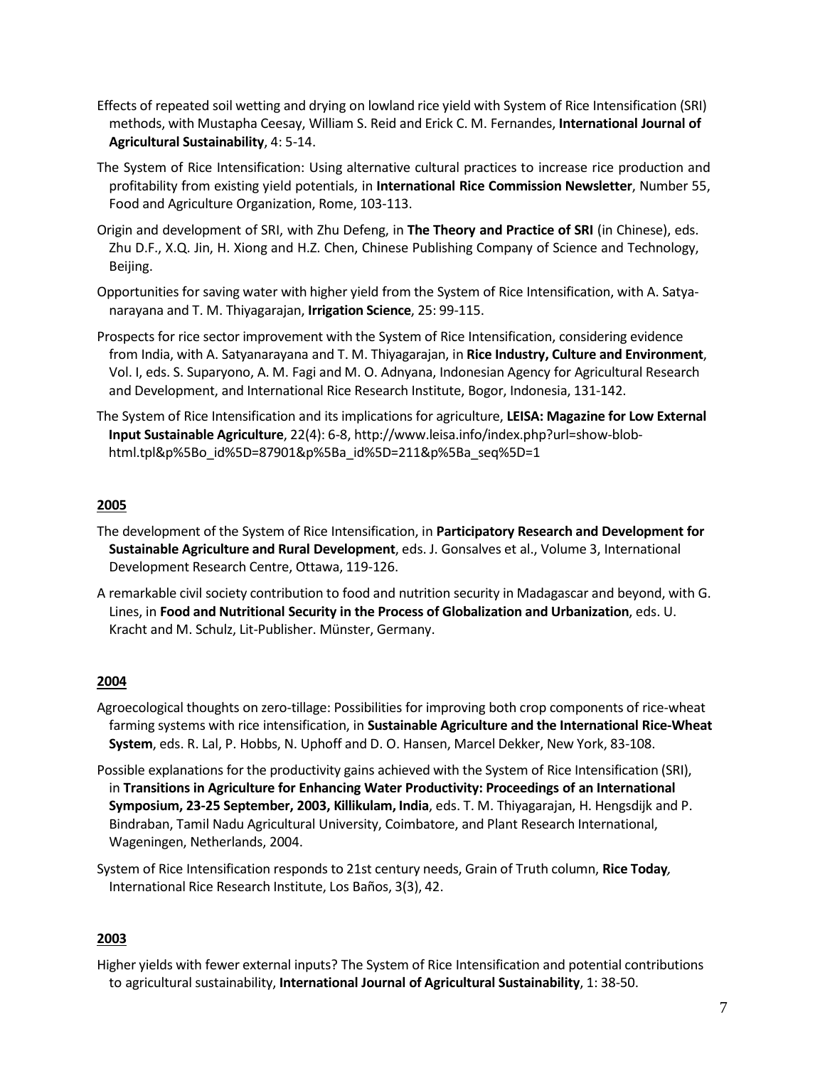Effects of repeated soil wetting and drying on lowland rice yield with System of Rice Intensification (SRI) methods, with Mustapha Ceesay, William S. Reid and Erick C. M. Fernandes, **International Journal of Agricultural Sustainability**, 4: 5-14.

The System of Rice Intensification: Using alternative cultural practices to increase rice production and profitability from existing yield potentials, in **International Rice Commission Newsletter**, Number 55, Food and Agriculture Organization, Rome, 103-113.

Origin and development of SRI, with Zhu Defeng, in **The Theory and Practice of SRI** (in Chinese), eds. Zhu D.F., X.Q. Jin, H. Xiong and H.Z. Chen, Chinese Publishing Company of Science and Technology, Beijing.

Opportunities for saving water with higher yield from the System of Rice Intensification, with A. Satyanarayana and T. M. Thiyagarajan, **Irrigation Science**, 25: 99-115.

Prospects for rice sector improvement with the System of Rice Intensification, considering evidence from India, with A. Satyanarayana and T. M. Thiyagarajan, in **Rice Industry, Culture and Environment**, Vol. I, eds. S. Suparyono, A. M. Fagi and M. O. Adnyana, Indonesian Agency for Agricultural Research and Development, and International Rice Research Institute, Bogor, Indonesia, 131-142.

The System of Rice Intensification and its implications for agriculture, **LEISA: Magazine for Low External Input Sustainable Agriculture**, 22(4): 6-8, http://www.leisa.info/index.php?url=show-blob-html.tpl&p%5Bo_id%5D=87901&p%5Ba_id%5D=211&p%5Ba_seq%5D=1

## 2005

The development of the System of Rice Intensification, in **Participatory Research and Development for Sustainable Agriculture and Rural Development**, eds. J. Gonsalves et al., Volume 3, International Development Research Centre, Ottawa, 119-126.

A remarkable civil society contribution to food and nutrition security in Madagascar and beyond, with G. Lines, in **Food and Nutritional Security in the Process of Globalization and Urbanization**, eds. U. Kracht and M. Schulz, Lit-Publisher. Münster, Germany.

## 2004

Agroecological thoughts on zero-tillage: Possibilities for improving both crop components of rice-wheat farming systems with rice intensification, in **Sustainable Agriculture and the International Rice-Wheat System**, eds. R. Lal, P. Hobbs, N. Uphoff and D. O. Hansen, Marcel Dekker, New York, 83-108.

Possible explanations for the productivity gains achieved with the System of Rice Intensification (SRI), in **Transitions in Agriculture for Enhancing Water Productivity: Proceedings of an International Symposium, 23-25 September, 2003, Killikulam, India**, eds. T. M. Thiyagarajan, H. Hengsdijk and P. Bindraban, Tamil Nadu Agricultural University, Coimbatore, and Plant Research International, Wageningen, Netherlands, 2004.

System of Rice Intensification responds to 21st century needs, Grain of Truth column, ***Rice Today***, International Rice Research Institute, Los Baños, 3(3), 42.

## 2003

Higher yields with fewer external inputs? The System of Rice Intensification and potential contributions to agricultural sustainability, **International Journal of Agricultural Sustainability**, 1: 38-50.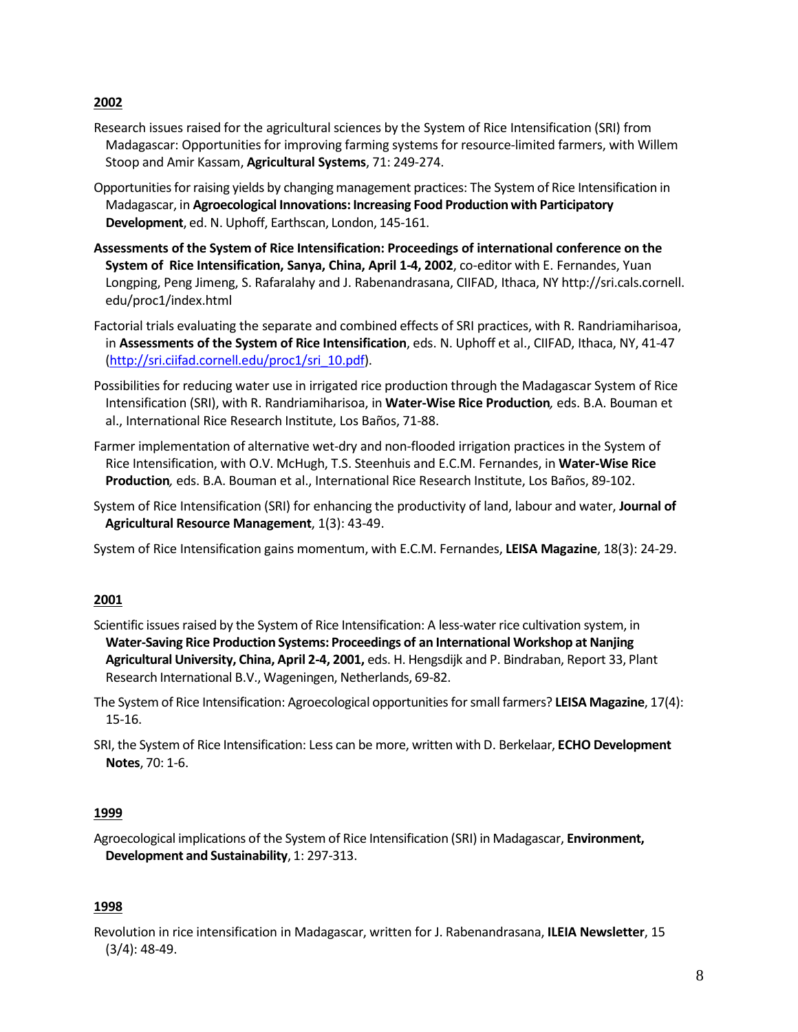**2002**

Research issues raised for the agricultural sciences by the System of Rice Intensification (SRI) from Madagascar: Opportunities for improving farming systems for resource-limited farmers, with Willem Stoop and Amir Kassam, **Agricultural Systems**, 71: 249-274.

Opportunities for raising yields by changing management practices: The System of Rice Intensification in Madagascar, in **Agroecological Innovations: Increasing Food Production with Participatory Development**, ed. N. Uphoff, Earthscan, London, 145-161.

**Assessments of the System of Rice Intensification: Proceedings of international conference on the System of Rice Intensification, Sanya, China, April 1-4, 2002**, co-editor with E. Fernandes, Yuan Longping, Peng Jimeng, S. Rafaralahy and J. Rabenandrasana, CIIFAD, Ithaca, NY http://sri.cals.cornell.edu/proc1/index.html

Factorial trials evaluating the separate and combined effects of SRI practices, with R. Randriamiharisoa, in **Assessments of the System of Rice Intensification**, eds. N. Uphoff et al., CIIFAD, Ithaca, NY, 41-47 (http://sri.ciifad.cornell.edu/proc1/sri_10.pdf).

Possibilities for reducing water use in irrigated rice production through the Madagascar System of Rice Intensification (SRI), with R. Randriamiharisoa, in ***Water-Wise Rice Production***, eds. B.A. Bouman et al., International Rice Research Institute, Los Baños, 71-88.

Farmer implementation of alternative wet-dry and non-flooded irrigation practices in the System of Rice Intensification, with O.V. McHugh, T.S. Steenhuis and E.C.M. Fernandes, in ***Water-Wise Rice Production***, eds. B.A. Bouman et al., International Rice Research Institute, Los Baños, 89-102.

System of Rice Intensification (SRI) for enhancing the productivity of land, labour and water, **Journal of Agricultural Resource Management**, 1(3): 43-49.

System of Rice Intensification gains momentum, with E.C.M. Fernandes, **LEISA Magazine**, 18(3): 24-29.

**2001**

Scientific issues raised by the System of Rice Intensification: A less-water rice cultivation system, in **Water-Saving Rice Production Systems: Proceedings of an International Workshop at Nanjing Agricultural University, China, April 2-4, 2001,** eds. H. Hengsdijk and P. Bindraban, Report 33, Plant Research International B.V., Wageningen, Netherlands, 69-82.

The System of Rice Intensification: Agroecological opportunities for small farmers? **LEISA Magazine**, 17(4): 15-16.

SRI, the System of Rice Intensification: Less can be more, written with D. Berkelaar, **ECHO Development Notes**, 70: 1-6.

**1999**

Agroecological implications of the System of Rice Intensification (SRI) in Madagascar, **Environment, Development and Sustainability**, 1: 297-313.

**1998**

Revolution in rice intensification in Madagascar, written for J. Rabenandrasana, **ILEIA Newsletter**, 15 (3/4): 48-49.